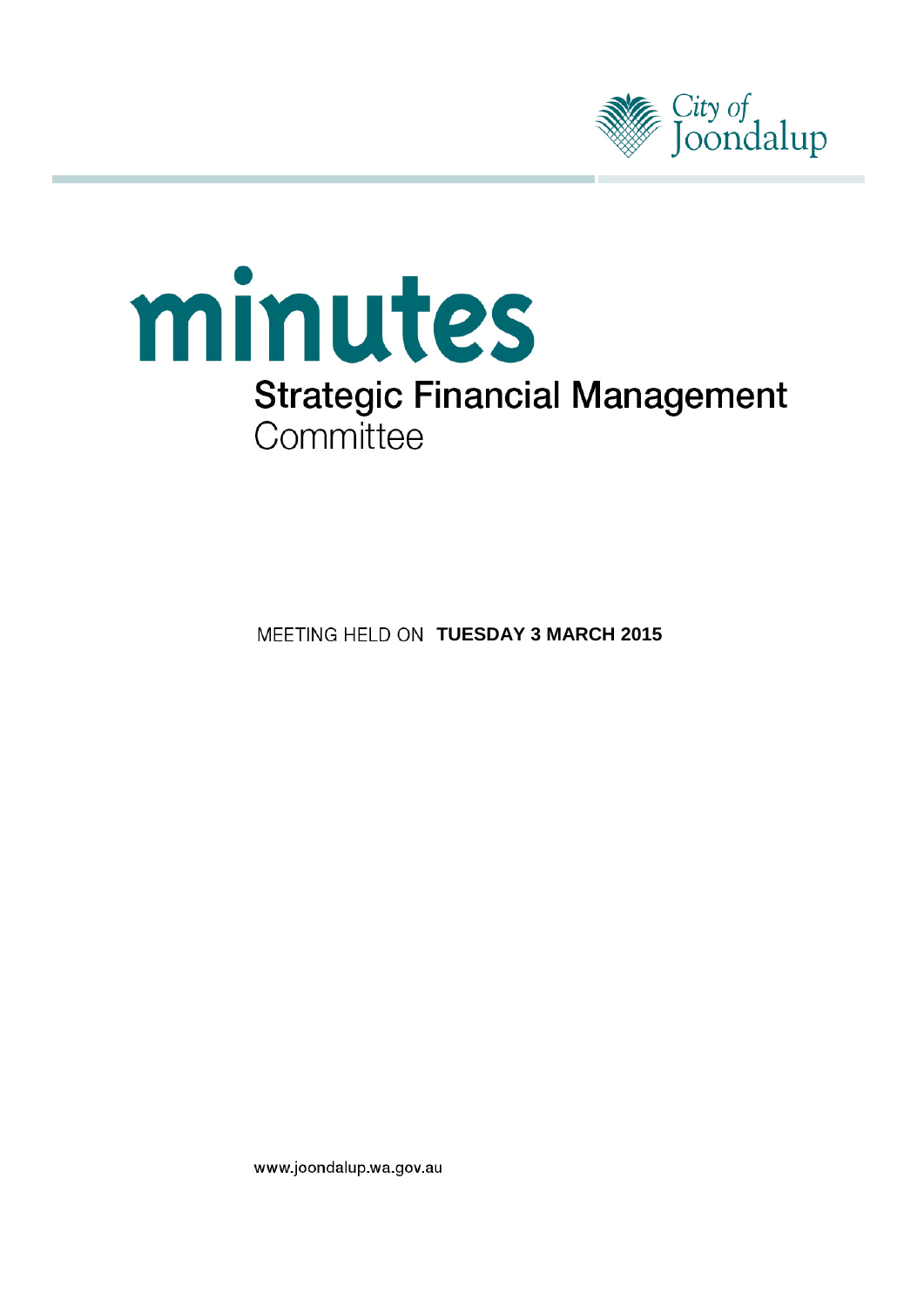City of Joondalup

# minutes

## Strategic Financial Management Committee

MEETING HELD ON **TUESDAY 3 MARCH 2015**

www.joondalup.wa.gov.au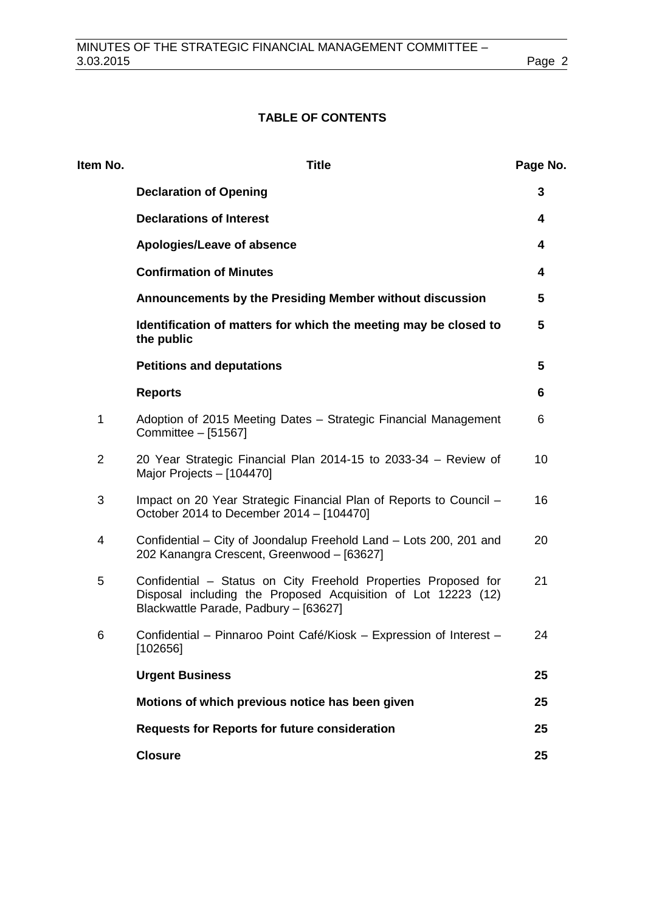# TABLE OF CONTENTS

| Item No. | Title | Page No. |
|---|---|---|
| | **Declaration of Opening** | **3** |
| | **Declarations of Interest** | **4** |
| | **Apologies/Leave of absence** | **4** |
| | **Confirmation of Minutes** | **4** |
| | **Announcements by the Presiding Member without discussion** | **5** |
| | **Identification of matters for which the meeting may be closed to the public** | **5** |
| | **Petitions and deputations** | **5** |
| | **Reports** | **6** |
| 1 | Adoption of 2015 Meeting Dates – Strategic Financial Management Committee – [51567] | 6 |
| 2 | 20 Year Strategic Financial Plan 2014-15 to 2033-34 – Review of Major Projects – [104470] | 10 |
| 3 | Impact on 20 Year Strategic Financial Plan of Reports to Council – October 2014 to December 2014 – [104470] | 16 |
| 4 | Confidential – City of Joondalup Freehold Land – Lots 200, 201 and 202 Kanangra Crescent, Greenwood – [63627] | 20 |
| 5 | Confidential – Status on City Freehold Properties Proposed for Disposal including the Proposed Acquisition of Lot 12223 (12) Blackwattle Parade, Padbury – [63627] | 21 |
| 6 | Confidential – Pinnaroo Point Café/Kiosk – Expression of Interest – [102656] | 24 |
| | **Urgent Business** | **25** |
| | **Motions of which previous notice has been given** | **25** |
| | **Requests for Reports for future consideration** | **25** |
| | **Closure** | **25** |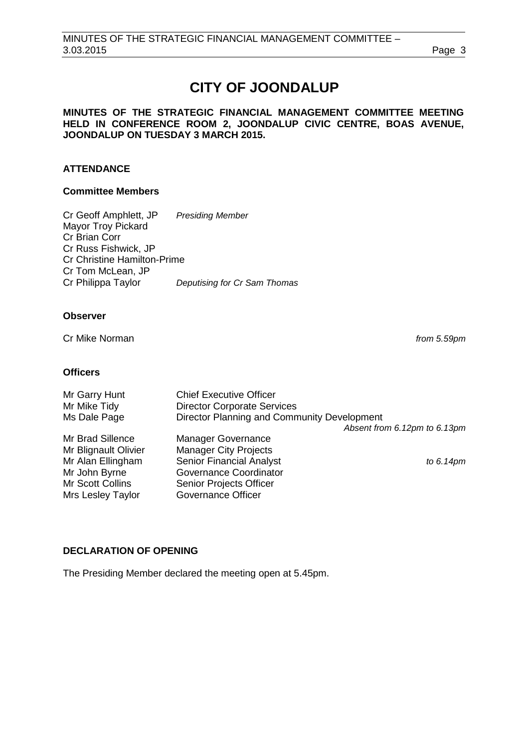# CITY OF JOONDALUP

**MINUTES OF THE STRATEGIC FINANCIAL MANAGEMENT COMMITTEE MEETING HELD IN CONFERENCE ROOM 2, JOONDALUP CIVIC CENTRE, BOAS AVENUE, JOONDALUP ON TUESDAY 3 MARCH 2015.**

## ATTENDANCE

### Committee Members

| | |
|---|---|
| Cr Geoff Amphlett, JP | *Presiding Member* |
| Mayor Troy Pickard | |
| Cr Brian Corr | |
| Cr Russ Fishwick, JP | |
| Cr Christine Hamilton-Prime | |
| Cr Tom McLean, JP | |
| Cr Philippa Taylor | *Deputising for Cr Sam Thomas* |

### Observer

| | |
|---|---|
| Cr Mike Norman | *from 5.59pm* |

### Officers

| | | |
|---|---|---|
| Mr Garry Hunt | Chief Executive Officer | |
| Mr Mike Tidy | Director Corporate Services | |
| Ms Dale Page | Director Planning and Community Development | *Absent from 6.12pm to 6.13pm* |
| Mr Brad Sillence | Manager Governance | |
| Mr Blignault Olivier | Manager City Projects | |
| Mr Alan Ellingham | Senior Financial Analyst | *to 6.14pm* |
| Mr John Byrne | Governance Coordinator | |
| Mr Scott Collins | Senior Projects Officer | |
| Mrs Lesley Taylor | Governance Officer | |

## DECLARATION OF OPENING

The Presiding Member declared the meeting open at 5.45pm.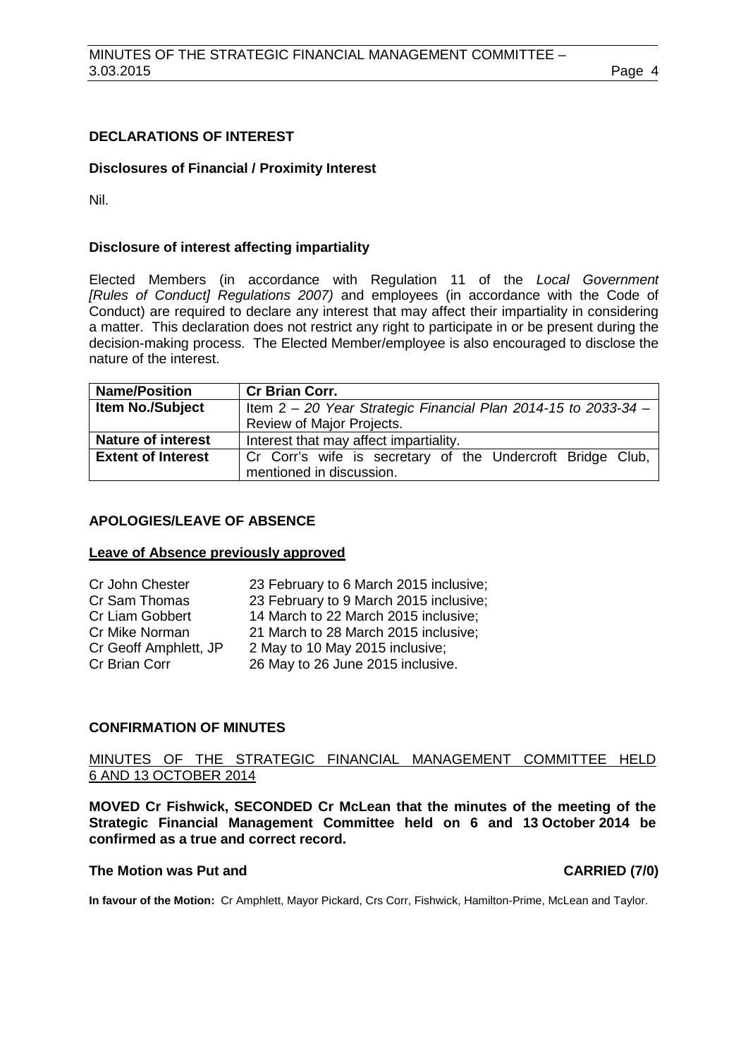## DECLARATIONS OF INTEREST

### Disclosures of Financial / Proximity Interest

Nil.

### Disclosure of interest affecting impartiality

Elected Members (in accordance with Regulation 11 of the *Local Government [Rules of Conduct] Regulations 2007)* and employees (in accordance with the Code of Conduct) are required to declare any interest that may affect their impartiality in considering a matter. This declaration does not restrict any right to participate in or be present during the decision-making process. The Elected Member/employee is also encouraged to disclose the nature of the interest.

| **Name/Position** | **Cr Brian Corr.** |
|---|---|
| **Item No./Subject** | Item 2 – *20 Year Strategic Financial Plan 2014-15 to 2033-34* – Review of Major Projects. |
| **Nature of interest** | Interest that may affect impartiality. |
| **Extent of Interest** | Cr Corr's wife is secretary of the Undercroft Bridge Club, mentioned in discussion. |

## APOLOGIES/LEAVE OF ABSENCE

### Leave of Absence previously approved

| | |
|---|---|
| Cr John Chester | 23 February to 6 March 2015 inclusive; |
| Cr Sam Thomas | 23 February to 9 March 2015 inclusive; |
| Cr Liam Gobbert | 14 March to 22 March 2015 inclusive; |
| Cr Mike Norman | 21 March to 28 March 2015 inclusive; |
| Cr Geoff Amphlett, JP | 2 May to 10 May 2015 inclusive; |
| Cr Brian Corr | 26 May to 26 June 2015 inclusive. |

## CONFIRMATION OF MINUTES

MINUTES OF THE STRATEGIC FINANCIAL MANAGEMENT COMMITTEE HELD 6 AND 13 OCTOBER 2014

**MOVED Cr Fishwick, SECONDED Cr McLean that the minutes of the meeting of the Strategic Financial Management Committee held on 6 and 13 October 2014 be confirmed as a true and correct record.**

**The Motion was Put and CARRIED (7/0)**

**In favour of the Motion:** Cr Amphlett, Mayor Pickard, Crs Corr, Fishwick, Hamilton-Prime, McLean and Taylor.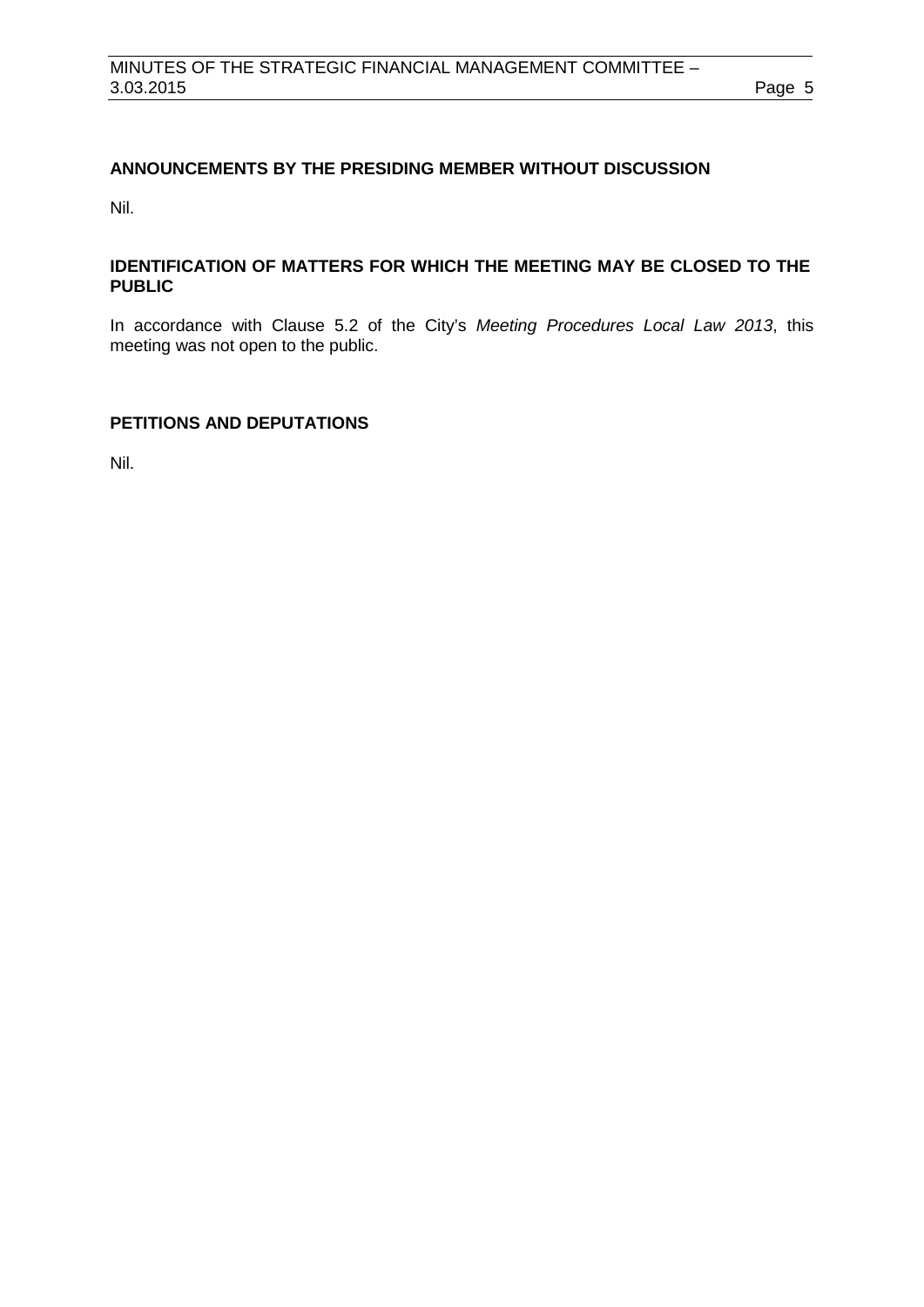## ANNOUNCEMENTS BY THE PRESIDING MEMBER WITHOUT DISCUSSION

Nil.

## IDENTIFICATION OF MATTERS FOR WHICH THE MEETING MAY BE CLOSED TO THE PUBLIC

In accordance with Clause 5.2 of the City's *Meeting Procedures Local Law 2013*, this meeting was not open to the public.

## PETITIONS AND DEPUTATIONS

Nil.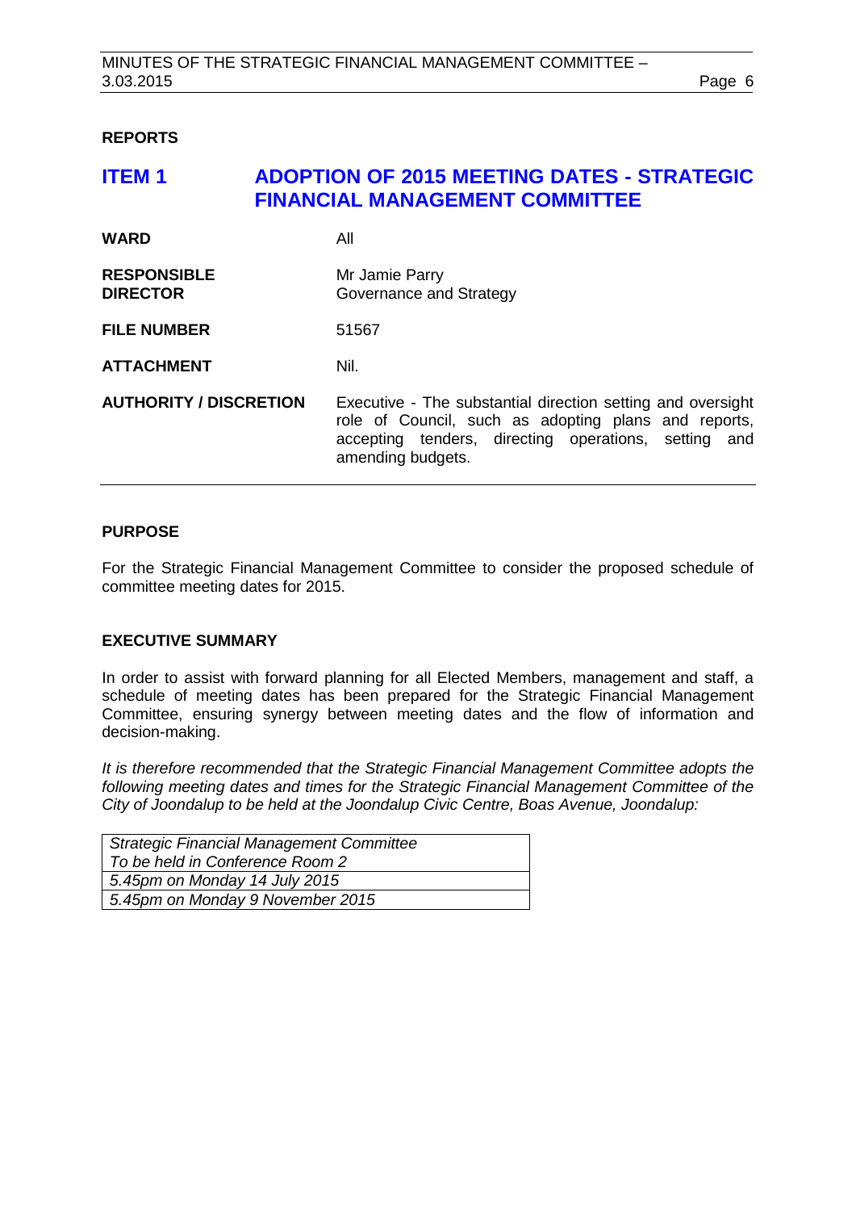## REPORTS

# ITEM 1 ADOPTION OF 2015 MEETING DATES - STRATEGIC FINANCIAL MANAGEMENT COMMITTEE

| | |
|---|---|
| **WARD** | All |
| **RESPONSIBLE DIRECTOR** | Mr Jamie Parry<br>Governance and Strategy |
| **FILE NUMBER** | 51567 |
| **ATTACHMENT** | Nil. |
| **AUTHORITY / DISCRETION** | Executive - The substantial direction setting and oversight role of Council, such as adopting plans and reports, accepting tenders, directing operations, setting and amending budgets. |

### PURPOSE

For the Strategic Financial Management Committee to consider the proposed schedule of committee meeting dates for 2015.

### EXECUTIVE SUMMARY

In order to assist with forward planning for all Elected Members, management and staff, a schedule of meeting dates has been prepared for the Strategic Financial Management Committee, ensuring synergy between meeting dates and the flow of information and decision-making.

*It is therefore recommended that the Strategic Financial Management Committee adopts the following meeting dates and times for the Strategic Financial Management Committee of the City of Joondalup to be held at the Joondalup Civic Centre, Boas Avenue, Joondalup:*

| *Strategic Financial Management Committee*<br>*To be held in Conference Room 2* |
|---|
| *5.45pm on Monday 14 July 2015* |
| *5.45pm on Monday 9 November 2015* |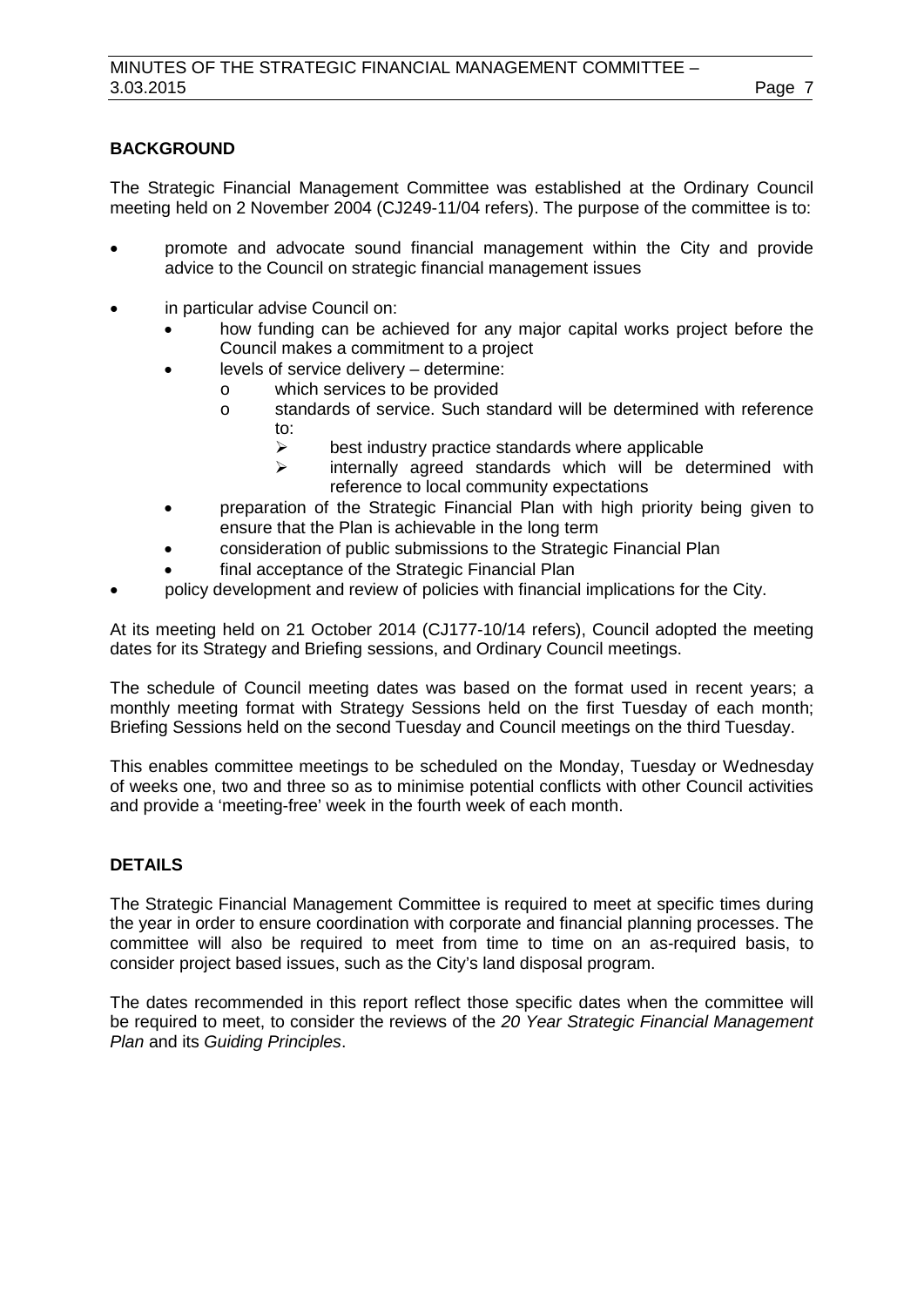## BACKGROUND

The Strategic Financial Management Committee was established at the Ordinary Council meeting held on 2 November 2004 (CJ249-11/04 refers). The purpose of the committee is to:

- promote and advocate sound financial management within the City and provide advice to the Council on strategic financial management issues
- in particular advise Council on:
  - how funding can be achieved for any major capital works project before the Council makes a commitment to a project
  - levels of service delivery – determine:
    - which services to be provided
    - standards of service. Such standard will be determined with reference to:
      - best industry practice standards where applicable
      - internally agreed standards which will be determined with reference to local community expectations
  - preparation of the Strategic Financial Plan with high priority being given to ensure that the Plan is achievable in the long term
  - consideration of public submissions to the Strategic Financial Plan
  - final acceptance of the Strategic Financial Plan
- policy development and review of policies with financial implications for the City.

At its meeting held on 21 October 2014 (CJ177-10/14 refers), Council adopted the meeting dates for its Strategy and Briefing sessions, and Ordinary Council meetings.

The schedule of Council meeting dates was based on the format used in recent years; a monthly meeting format with Strategy Sessions held on the first Tuesday of each month; Briefing Sessions held on the second Tuesday and Council meetings on the third Tuesday.

This enables committee meetings to be scheduled on the Monday, Tuesday or Wednesday of weeks one, two and three so as to minimise potential conflicts with other Council activities and provide a 'meeting-free' week in the fourth week of each month.

## DETAILS

The Strategic Financial Management Committee is required to meet at specific times during the year in order to ensure coordination with corporate and financial planning processes. The committee will also be required to meet from time to time on an as-required basis, to consider project based issues, such as the City's land disposal program.

The dates recommended in this report reflect those specific dates when the committee will be required to meet, to consider the reviews of the *20 Year Strategic Financial Management Plan* and its *Guiding Principles*.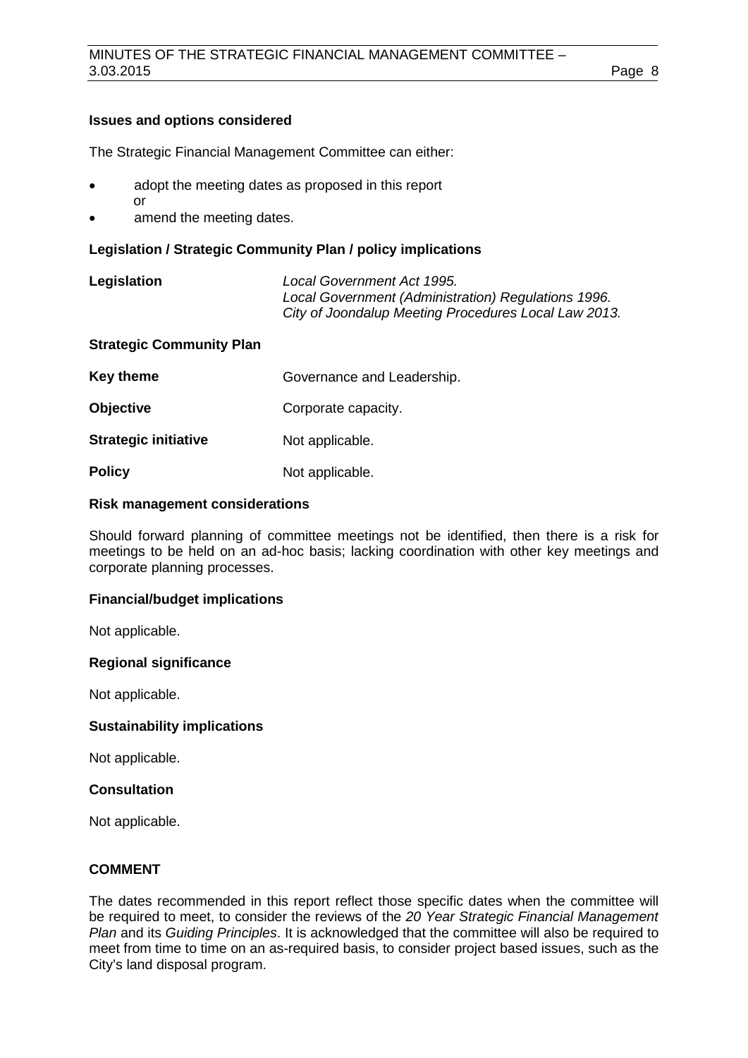**Issues and options considered**

The Strategic Financial Management Committee can either:

- adopt the meeting dates as proposed in this report
  or
- amend the meeting dates.

**Legislation / Strategic Community Plan / policy implications**

| | |
|---|---|
| **Legislation** | *Local Government Act 1995.*<br>*Local Government (Administration) Regulations 1996.*<br>*City of Joondalup Meeting Procedures Local Law 2013.* |

**Strategic Community Plan**

| | |
|---|---|
| **Key theme** | Governance and Leadership. |
| **Objective** | Corporate capacity. |
| **Strategic initiative** | Not applicable. |
| **Policy** | Not applicable. |

**Risk management considerations**

Should forward planning of committee meetings not be identified, then there is a risk for meetings to be held on an ad-hoc basis; lacking coordination with other key meetings and corporate planning processes.

**Financial/budget implications**

Not applicable.

**Regional significance**

Not applicable.

**Sustainability implications**

Not applicable.

**Consultation**

Not applicable.

**COMMENT**

The dates recommended in this report reflect those specific dates when the committee will be required to meet, to consider the reviews of the *20 Year Strategic Financial Management Plan* and its *Guiding Principles*. It is acknowledged that the committee will also be required to meet from time to time on an as-required basis, to consider project based issues, such as the City's land disposal program.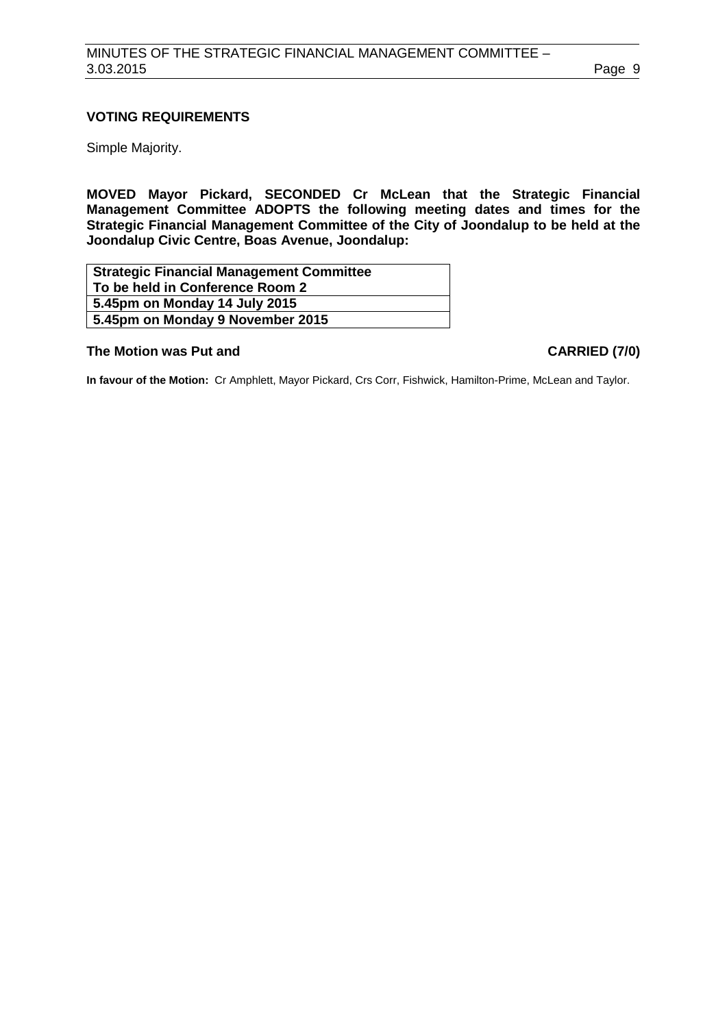**VOTING REQUIREMENTS**

Simple Majority.

**MOVED Mayor Pickard, SECONDED Cr McLean that the Strategic Financial Management Committee ADOPTS the following meeting dates and times for the Strategic Financial Management Committee of the City of Joondalup to be held at the Joondalup Civic Centre, Boas Avenue, Joondalup:**

| **Strategic Financial Management Committee To be held in Conference Room 2** |
|---|
| **5.45pm on Monday 14 July 2015** |
| **5.45pm on Monday 9 November 2015** |

**The Motion was Put and CARRIED (7/0)**

**In favour of the Motion:** Cr Amphlett, Mayor Pickard, Crs Corr, Fishwick, Hamilton-Prime, McLean and Taylor.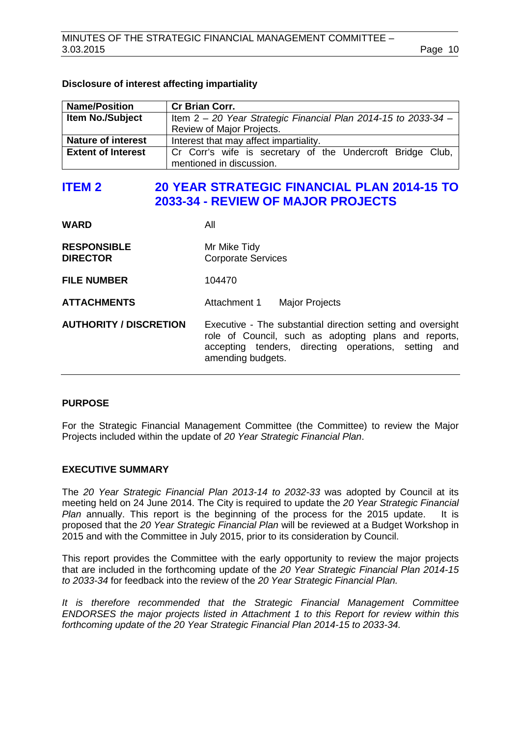**Disclosure of interest affecting impartiality**

| Name/Position | Cr Brian Corr. |
|---|---|
| Item No./Subject | Item 2 – *20 Year Strategic Financial Plan 2014-15 to 2033-34* – Review of Major Projects. |
| Nature of interest | Interest that may affect impartiality. |
| Extent of Interest | Cr Corr's wife is secretary of the Undercroft Bridge Club, mentioned in discussion. |

## ITEM 2 20 YEAR STRATEGIC FINANCIAL PLAN 2014-15 TO 2033-34 - REVIEW OF MAJOR PROJECTS

**WARD** All

**RESPONSIBLE DIRECTOR** Mr Mike Tidy
Corporate Services

**FILE NUMBER** 104470

**ATTACHMENTS** Attachment 1 Major Projects

**AUTHORITY / DISCRETION** Executive - The substantial direction setting and oversight role of Council, such as adopting plans and reports, accepting tenders, directing operations, setting and amending budgets.

**PURPOSE**

For the Strategic Financial Management Committee (the Committee) to review the Major Projects included within the update of *20 Year Strategic Financial Plan*.

**EXECUTIVE SUMMARY**

The *20 Year Strategic Financial Plan 2013-14 to 2032-33* was adopted by Council at its meeting held on 24 June 2014. The City is required to update the *20 Year Strategic Financial Plan* annually. This report is the beginning of the process for the 2015 update. It is proposed that the *20 Year Strategic Financial Plan* will be reviewed at a Budget Workshop in 2015 and with the Committee in July 2015, prior to its consideration by Council.

This report provides the Committee with the early opportunity to review the major projects that are included in the forthcoming update of the *20 Year Strategic Financial Plan 2014-15 to 2033-34* for feedback into the review of the *20 Year Strategic Financial Plan.*

*It is therefore recommended that the Strategic Financial Management Committee ENDORSES the major projects listed in Attachment 1 to this Report for review within this forthcoming update of the 20 Year Strategic Financial Plan 2014-15 to 2033-34.*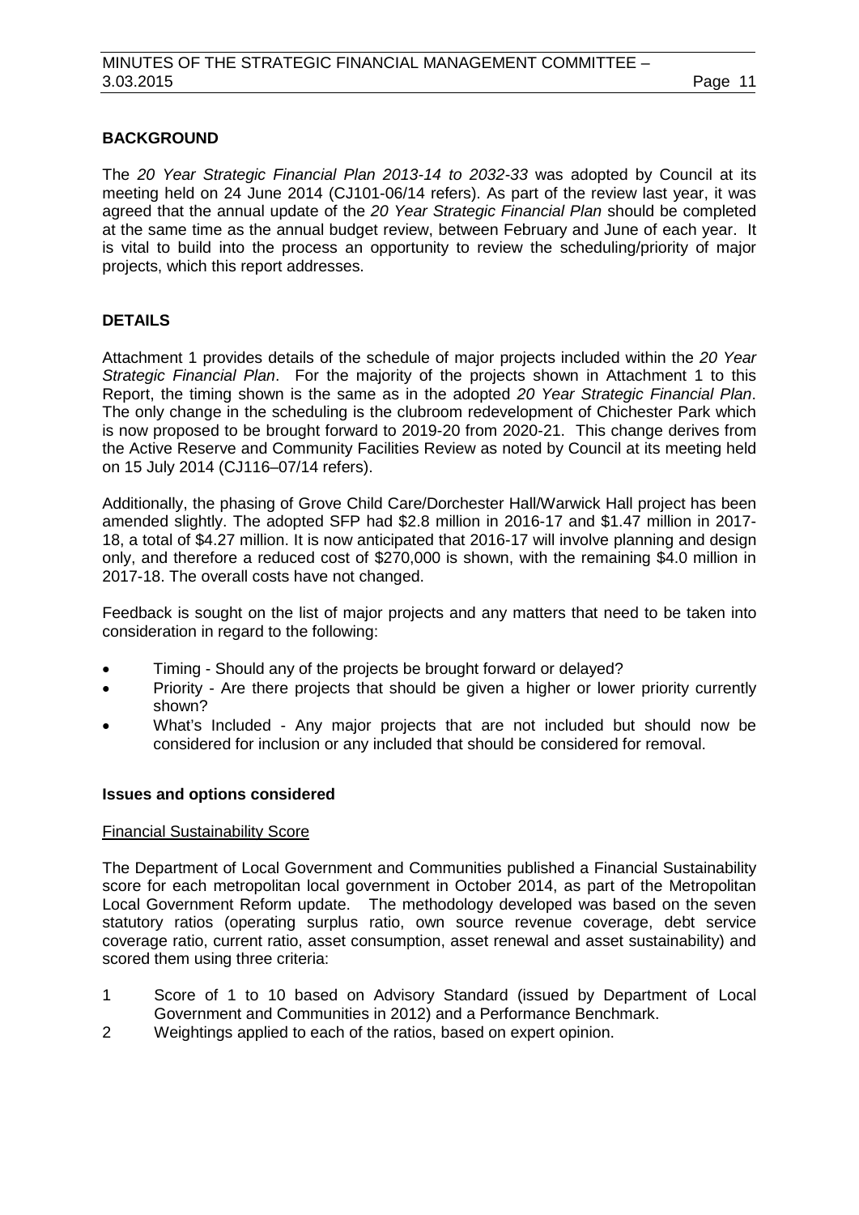## BACKGROUND

The *20 Year Strategic Financial Plan 2013-14 to 2032-33* was adopted by Council at its meeting held on 24 June 2014 (CJ101-06/14 refers). As part of the review last year, it was agreed that the annual update of the *20 Year Strategic Financial Plan* should be completed at the same time as the annual budget review, between February and June of each year. It is vital to build into the process an opportunity to review the scheduling/priority of major projects, which this report addresses.

## DETAILS

Attachment 1 provides details of the schedule of major projects included within the *20 Year Strategic Financial Plan*. For the majority of the projects shown in Attachment 1 to this Report, the timing shown is the same as in the adopted *20 Year Strategic Financial Plan*. The only change in the scheduling is the clubroom redevelopment of Chichester Park which is now proposed to be brought forward to 2019-20 from 2020-21. This change derives from the Active Reserve and Community Facilities Review as noted by Council at its meeting held on 15 July 2014 (CJ116–07/14 refers).

Additionally, the phasing of Grove Child Care/Dorchester Hall/Warwick Hall project has been amended slightly. The adopted SFP had $2.8 million in 2016-17 and $1.47 million in 2017-18, a total of $4.27 million. It is now anticipated that 2016-17 will involve planning and design only, and therefore a reduced cost of $270,000 is shown, with the remaining $4.0 million in 2017-18. The overall costs have not changed.

Feedback is sought on the list of major projects and any matters that need to be taken into consideration in regard to the following:

- Timing - Should any of the projects be brought forward or delayed?
- Priority - Are there projects that should be given a higher or lower priority currently shown?
- What's Included - Any major projects that are not included but should now be considered for inclusion or any included that should be considered for removal.

### Issues and options considered

<u>Financial Sustainability Score</u>

The Department of Local Government and Communities published a Financial Sustainability score for each metropolitan local government in October 2014, as part of the Metropolitan Local Government Reform update. The methodology developed was based on the seven statutory ratios (operating surplus ratio, own source revenue coverage, debt service coverage ratio, current ratio, asset consumption, asset renewal and asset sustainability) and scored them using three criteria:

1. Score of 1 to 10 based on Advisory Standard (issued by Department of Local Government and Communities in 2012) and a Performance Benchmark.
2. Weightings applied to each of the ratios, based on expert opinion.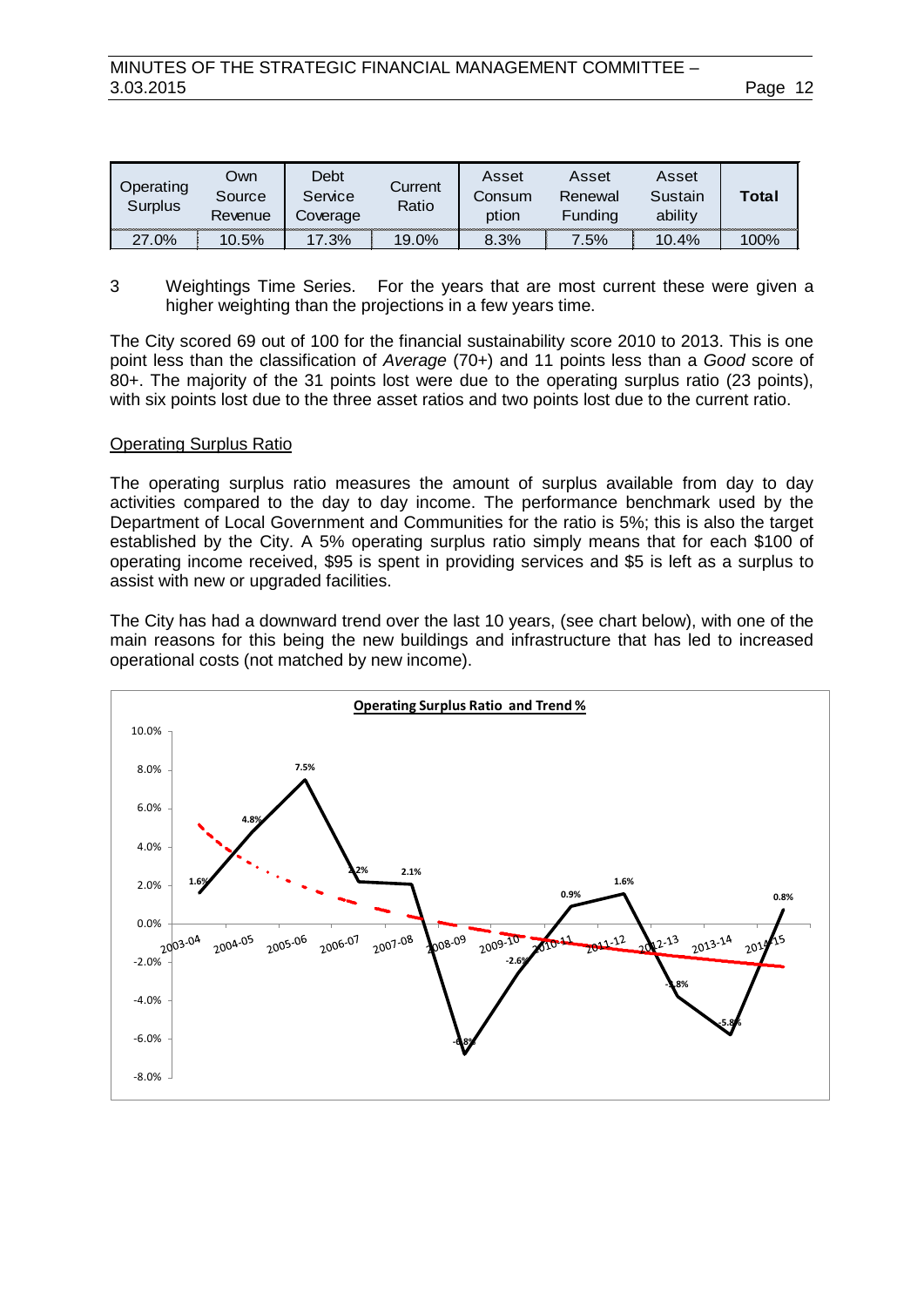| Operating Surplus | Own Source Revenue | Debt Service Coverage | Current Ratio | Asset Consumption | Asset Renewal Funding | Asset Sustainability | **Total** |
|---|---|---|---|---|---|---|---|
| 27.0% | 10.5% | 17.3% | 19.0% | 8.3% | 7.5% | 10.4% | 100% |

3 Weightings Time Series. For the years that are most current these were given a higher weighting than the projections in a few years time.

The City scored 69 out of 100 for the financial sustainability score 2010 to 2013. This is one point less than the classification of *Average* (70+) and 11 points less than a *Good* score of 80+. The majority of the 31 points lost were due to the operating surplus ratio (23 points), with six points lost due to the three asset ratios and two points lost due to the current ratio.

Operating Surplus Ratio

The operating surplus ratio measures the amount of surplus available from day to day activities compared to the day to day income. The performance benchmark used by the Department of Local Government and Communities for the ratio is 5%; this is also the target established by the City. A 5% operating surplus ratio simply means that for each $100 of operating income received, $95 is spent in providing services and $5 is left as a surplus to assist with new or upgraded facilities.

The City has had a downward trend over the last 10 years, (see chart below), with one of the main reasons for this being the new buildings and infrastructure that has led to increased operational costs (not matched by new income).

**Operating Surplus Ratio and Trend %**

| Year | Operating Surplus Ratio |
|---|---|
| 2003-04 | 1.6% |
| 2004-05 | 4.8% |
| 2005-06 | 7.5% |
| 2006-07 | 2.2% |
| 2007-08 | 2.1% |
| 2008-09 | -6.8% |
| 2009-10 | -2.6% |
| 2010-11 | 0.9% |
| 2011-12 | 1.6% |
| 2012-13 | -3.8% |
| 2013-14 | -5.8% |
| 2014-15 | 0.8% |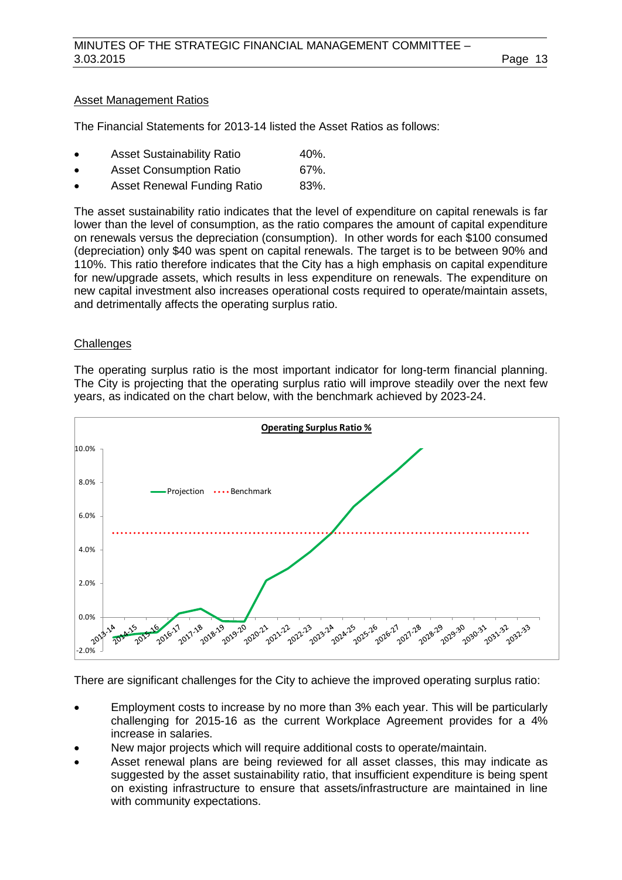## Asset Management Ratios

The Financial Statements for 2013-14 listed the Asset Ratios as follows:

- Asset Sustainability Ratio 40%.
- Asset Consumption Ratio 67%.
- Asset Renewal Funding Ratio 83%.

The asset sustainability ratio indicates that the level of expenditure on capital renewals is far lower than the level of consumption, as the ratio compares the amount of capital expenditure on renewals versus the depreciation (consumption). In other words for each $100 consumed (depreciation) only $40 was spent on capital renewals. The target is to be between 90% and 110%. This ratio therefore indicates that the City has a high emphasis on capital expenditure for new/upgrade assets, which results in less expenditure on renewals. The expenditure on new capital investment also increases operational costs required to operate/maintain assets, and detrimentally affects the operating surplus ratio.

## Challenges

The operating surplus ratio is the most important indicator for long-term financial planning. The City is projecting that the operating surplus ratio will improve steadily over the next few years, as indicated on the chart below, with the benchmark achieved by 2023-24.

**Operating Surplus Ratio %**

(Chart: Projection vs Benchmark, 2013-14 to 2032-33; y-axis -2.0% to 10.0%; Benchmark at 5.0%)

There are significant challenges for the City to achieve the improved operating surplus ratio:

- Employment costs to increase by no more than 3% each year. This will be particularly challenging for 2015-16 as the current Workplace Agreement provides for a 4% increase in salaries.
- New major projects which will require additional costs to operate/maintain.
- Asset renewal plans are being reviewed for all asset classes, this may indicate as suggested by the asset sustainability ratio, that insufficient expenditure is being spent on existing infrastructure to ensure that assets/infrastructure are maintained in line with community expectations.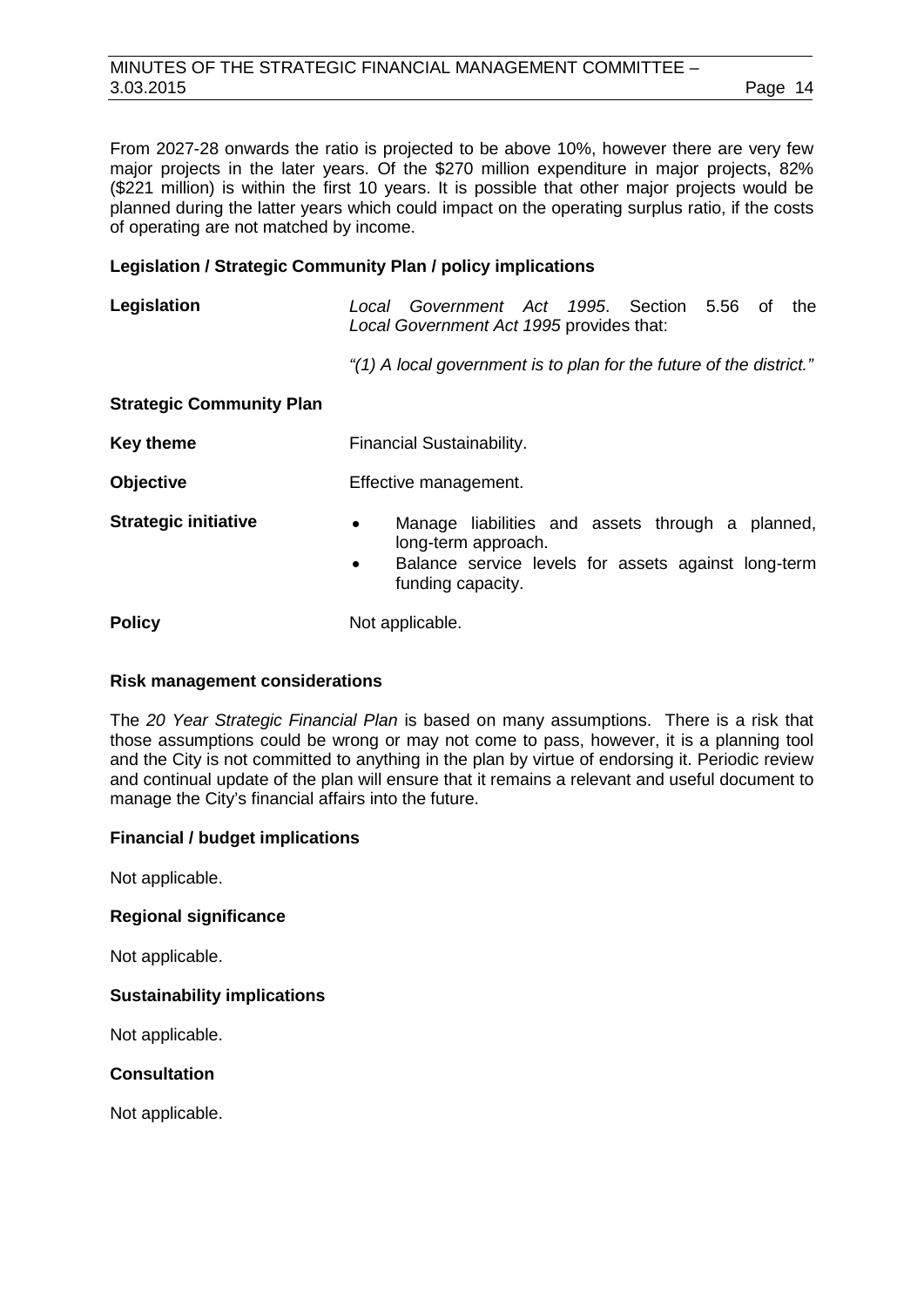From 2027-28 onwards the ratio is projected to be above 10%, however there are very few major projects in the later years. Of the $270 million expenditure in major projects, 82% ($221 million) is within the first 10 years. It is possible that other major projects would be planned during the latter years which could impact on the operating surplus ratio, if the costs of operating are not matched by income.

### Legislation / Strategic Community Plan / policy implications

**Legislation** *Local Government Act 1995*. Section 5.56 of the *Local Government Act 1995* provides that:

*"(1) A local government is to plan for the future of the district."*

**Strategic Community Plan**

**Key theme** Financial Sustainability.

**Objective** Effective management.

**Strategic initiative**

- Manage liabilities and assets through a planned, long-term approach.
- Balance service levels for assets against long-term funding capacity.

**Policy** Not applicable.

### Risk management considerations

The *20 Year Strategic Financial Plan* is based on many assumptions. There is a risk that those assumptions could be wrong or may not come to pass, however, it is a planning tool and the City is not committed to anything in the plan by virtue of endorsing it. Periodic review and continual update of the plan will ensure that it remains a relevant and useful document to manage the City's financial affairs into the future.

### Financial / budget implications

Not applicable.

### Regional significance

Not applicable.

### Sustainability implications

Not applicable.

### Consultation

Not applicable.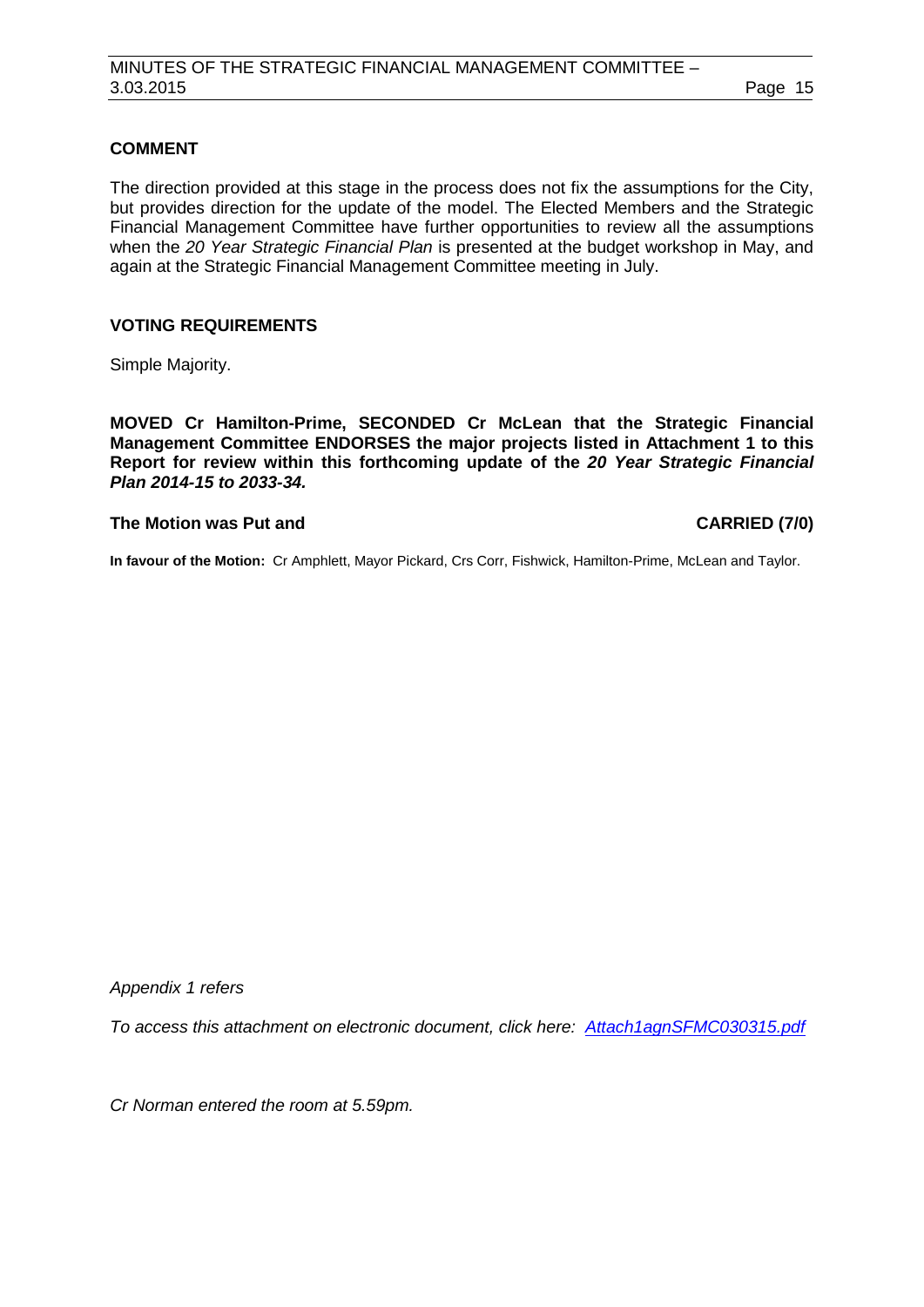## COMMENT

The direction provided at this stage in the process does not fix the assumptions for the City, but provides direction for the update of the model. The Elected Members and the Strategic Financial Management Committee have further opportunities to review all the assumptions when the *20 Year Strategic Financial Plan* is presented at the budget workshop in May, and again at the Strategic Financial Management Committee meeting in July.

## VOTING REQUIREMENTS

Simple Majority.

**MOVED Cr Hamilton-Prime, SECONDED Cr McLean that the Strategic Financial Management Committee ENDORSES the major projects listed in Attachment 1 to this Report for review within this forthcoming update of the *20 Year Strategic Financial Plan 2014-15 to 2033-34.***

**The Motion was Put and CARRIED (7/0)**

**In favour of the Motion:** Cr Amphlett, Mayor Pickard, Crs Corr, Fishwick, Hamilton-Prime, McLean and Taylor.

*Appendix 1 refers*

*To access this attachment on electronic document, click here: Attach1agnSFMC030315.pdf*

*Cr Norman entered the room at 5.59pm.*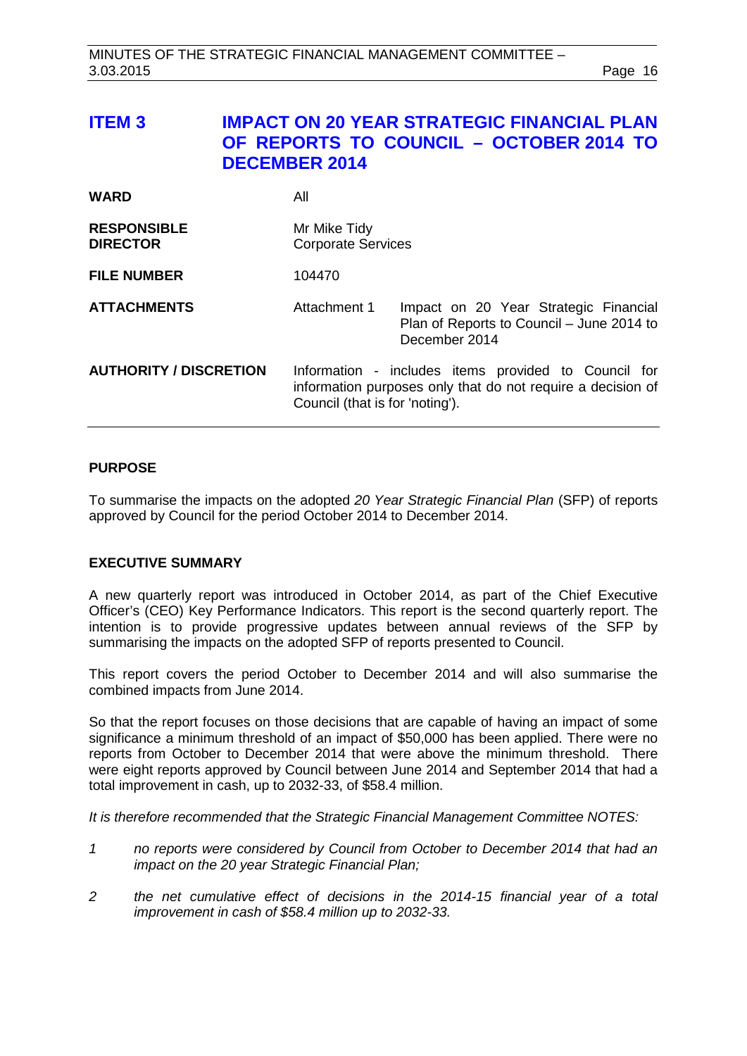# ITEM 3 IMPACT ON 20 YEAR STRATEGIC FINANCIAL PLAN OF REPORTS TO COUNCIL – OCTOBER 2014 TO DECEMBER 2014

| | | |
|---|---|---|
| **WARD** | All | |
| **RESPONSIBLE DIRECTOR** | Mr Mike Tidy<br>Corporate Services | |
| **FILE NUMBER** | 104470 | |
| **ATTACHMENTS** | Attachment 1 | Impact on 20 Year Strategic Financial Plan of Reports to Council – June 2014 to December 2014 |
| **AUTHORITY / DISCRETION** | Information - includes items provided to Council for information purposes only that do not require a decision of Council (that is for 'noting'). | |

## PURPOSE

To summarise the impacts on the adopted *20 Year Strategic Financial Plan* (SFP) of reports approved by Council for the period October 2014 to December 2014.

## EXECUTIVE SUMMARY

A new quarterly report was introduced in October 2014, as part of the Chief Executive Officer's (CEO) Key Performance Indicators. This report is the second quarterly report. The intention is to provide progressive updates between annual reviews of the SFP by summarising the impacts on the adopted SFP of reports presented to Council.

This report covers the period October to December 2014 and will also summarise the combined impacts from June 2014.

So that the report focuses on those decisions that are capable of having an impact of some significance a minimum threshold of an impact of $50,000 has been applied. There were no reports from October to December 2014 that were above the minimum threshold. There were eight reports approved by Council between June 2014 and September 2014 that had a total improvement in cash, up to 2032-33, of $58.4 million.

*It is therefore recommended that the Strategic Financial Management Committee NOTES:*

*1 no reports were considered by Council from October to December 2014 that had an impact on the 20 year Strategic Financial Plan;*

*2 the net cumulative effect of decisions in the 2014-15 financial year of a total improvement in cash of $58.4 million up to 2032-33.*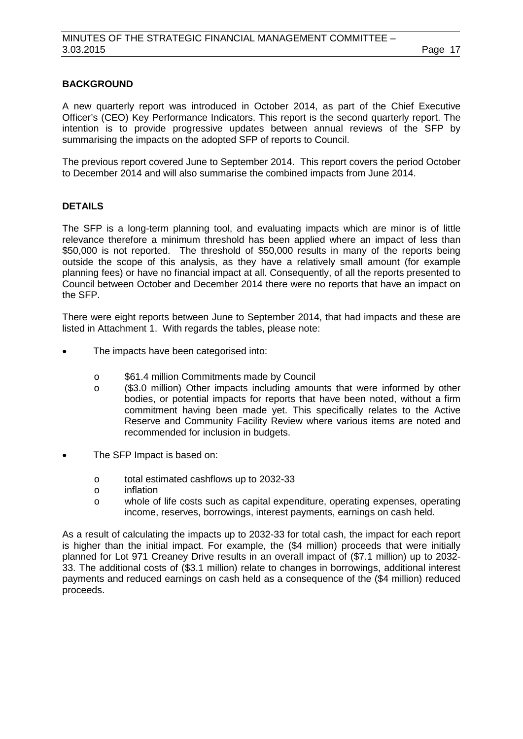## BACKGROUND

A new quarterly report was introduced in October 2014, as part of the Chief Executive Officer's (CEO) Key Performance Indicators. This report is the second quarterly report. The intention is to provide progressive updates between annual reviews of the SFP by summarising the impacts on the adopted SFP of reports to Council.

The previous report covered June to September 2014. This report covers the period October to December 2014 and will also summarise the combined impacts from June 2014.

## DETAILS

The SFP is a long-term planning tool, and evaluating impacts which are minor is of little relevance therefore a minimum threshold has been applied where an impact of less than $50,000 is not reported. The threshold of $50,000 results in many of the reports being outside the scope of this analysis, as they have a relatively small amount (for example planning fees) or have no financial impact at all. Consequently, of all the reports presented to Council between October and December 2014 there were no reports that have an impact on the SFP.

There were eight reports between June to September 2014, that had impacts and these are listed in Attachment 1. With regards the tables, please note:

- The impacts have been categorised into:
  - $61.4 million Commitments made by Council
  - ($3.0 million) Other impacts including amounts that were informed by other bodies, or potential impacts for reports that have been noted, without a firm commitment having been made yet. This specifically relates to the Active Reserve and Community Facility Review where various items are noted and recommended for inclusion in budgets.
- The SFP Impact is based on:
  - total estimated cashflows up to 2032-33
  - inflation
  - whole of life costs such as capital expenditure, operating expenses, operating income, reserves, borrowings, interest payments, earnings on cash held.

As a result of calculating the impacts up to 2032-33 for total cash, the impact for each report is higher than the initial impact. For example, the ($4 million) proceeds that were initially planned for Lot 971 Creaney Drive results in an overall impact of ($7.1 million) up to 2032-33. The additional costs of ($3.1 million) relate to changes in borrowings, additional interest payments and reduced earnings on cash held as a consequence of the ($4 million) reduced proceeds.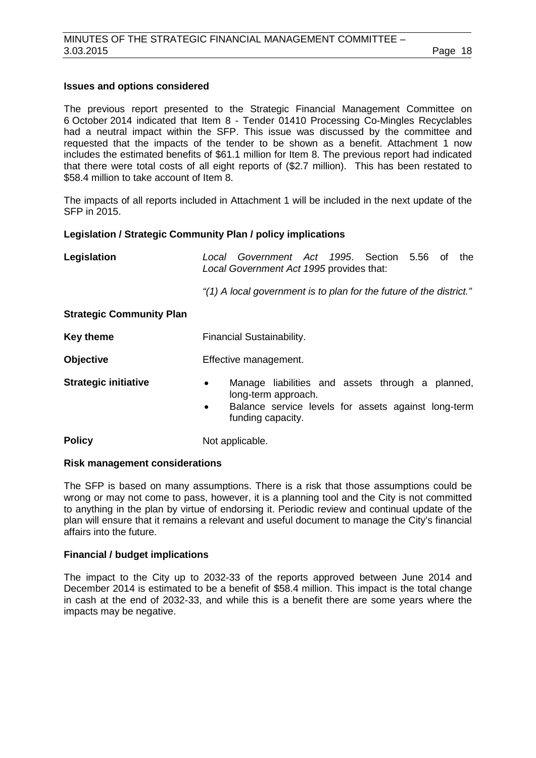### Issues and options considered

The previous report presented to the Strategic Financial Management Committee on 6 October 2014 indicated that Item 8 - Tender 01410 Processing Co-Mingles Recyclables had a neutral impact within the SFP. This issue was discussed by the committee and requested that the impacts of the tender to be shown as a benefit. Attachment 1 now includes the estimated benefits of $61.1 million for Item 8. The previous report had indicated that there were total costs of all eight reports of ($2.7 million). This has been restated to $58.4 million to take account of Item 8.

The impacts of all reports included in Attachment 1 will be included in the next update of the SFP in 2015.

### Legislation / Strategic Community Plan / policy implications

**Legislation** — *Local Government Act 1995*. Section 5.56 of the *Local Government Act 1995* provides that:

*"(1) A local government is to plan for the future of the district."*

**Strategic Community Plan**

**Key theme** — Financial Sustainability.

**Objective** — Effective management.

**Strategic initiative**

- Manage liabilities and assets through a planned, long-term approach.
- Balance service levels for assets against long-term funding capacity.

**Policy** — Not applicable.

### Risk management considerations

The SFP is based on many assumptions. There is a risk that those assumptions could be wrong or may not come to pass, however, it is a planning tool and the City is not committed to anything in the plan by virtue of endorsing it. Periodic review and continual update of the plan will ensure that it remains a relevant and useful document to manage the City's financial affairs into the future.

### Financial / budget implications

The impact to the City up to 2032-33 of the reports approved between June 2014 and December 2014 is estimated to be a benefit of $58.4 million. This impact is the total change in cash at the end of 2032-33, and while this is a benefit there are some years where the impacts may be negative.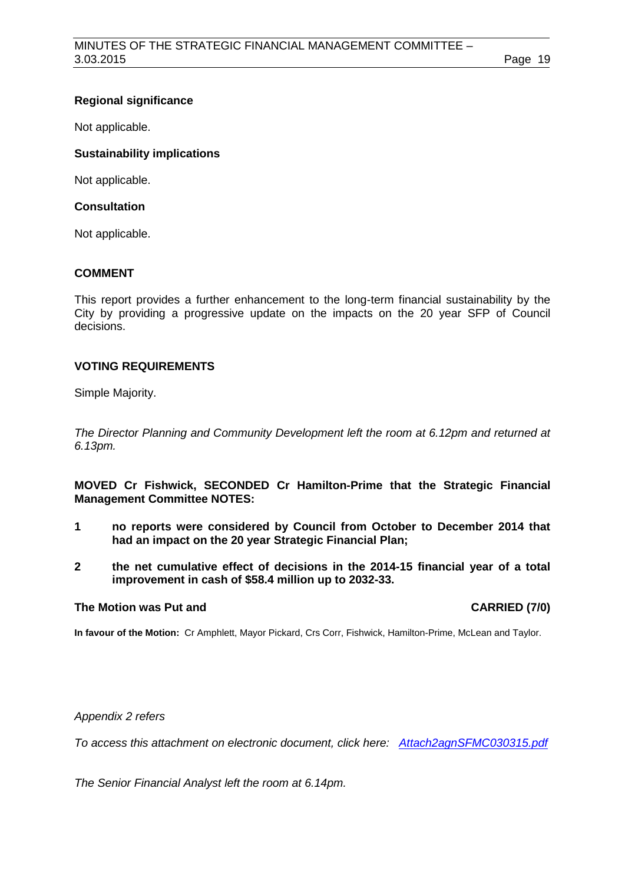**Regional significance**

Not applicable.

**Sustainability implications**

Not applicable.

**Consultation**

Not applicable.

## COMMENT

This report provides a further enhancement to the long-term financial sustainability by the City by providing a progressive update on the impacts on the 20 year SFP of Council decisions.

## VOTING REQUIREMENTS

Simple Majority.

*The Director Planning and Community Development left the room at 6.12pm and returned at 6.13pm.*

**MOVED Cr Fishwick, SECONDED Cr Hamilton-Prime that the Strategic Financial Management Committee NOTES:**

1. **no reports were considered by Council from October to December 2014 that had an impact on the 20 year Strategic Financial Plan;**
2. **the net cumulative effect of decisions in the 2014-15 financial year of a total improvement in cash of $58.4 million up to 2032-33.**

**The Motion was Put and CARRIED (7/0)**

**In favour of the Motion:** Cr Amphlett, Mayor Pickard, Crs Corr, Fishwick, Hamilton-Prime, McLean and Taylor.

*Appendix 2 refers*

*To access this attachment on electronic document, click here: [Attach2agnSFMC030315.pdf](Attach2agnSFMC030315.pdf)*

*The Senior Financial Analyst left the room at 6.14pm.*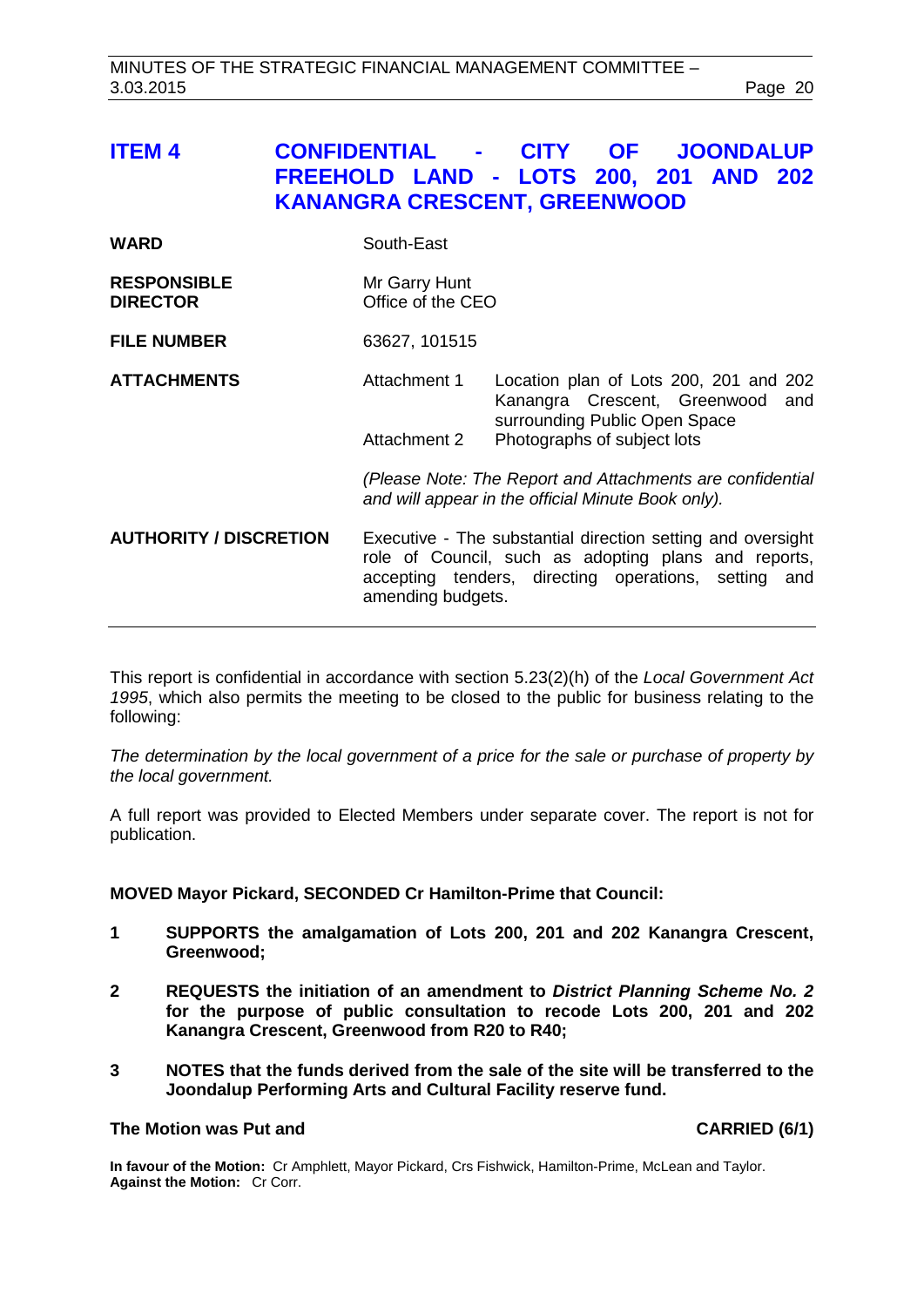## ITEM 4 CONFIDENTIAL - CITY OF JOONDALUP FREEHOLD LAND - LOTS 200, 201 AND 202 KANANGRA CRESCENT, GREENWOOD

| | | |
|---|---|---|
| **WARD** | South-East | |
| **RESPONSIBLE DIRECTOR** | Mr Garry Hunt<br>Office of the CEO | |
| **FILE NUMBER** | 63627, 101515 | |
| **ATTACHMENTS** | Attachment 1 | Location plan of Lots 200, 201 and 202 Kanangra Crescent, Greenwood and surrounding Public Open Space |
| | Attachment 2 | Photographs of subject lots |
| | *(Please Note: The Report and Attachments are confidential and will appear in the official Minute Book only).* | |
| **AUTHORITY / DISCRETION** | Executive - The substantial direction setting and oversight role of Council, such as adopting plans and reports, accepting tenders, directing operations, setting and amending budgets. | |

This report is confidential in accordance with section 5.23(2)(h) of the *Local Government Act 1995*, which also permits the meeting to be closed to the public for business relating to the following:

*The determination by the local government of a price for the sale or purchase of property by the local government.*

A full report was provided to Elected Members under separate cover. The report is not for publication.

**MOVED Mayor Pickard, SECONDED Cr Hamilton-Prime that Council:**

**1 SUPPORTS the amalgamation of Lots 200, 201 and 202 Kanangra Crescent, Greenwood;**

**2 REQUESTS the initiation of an amendment to *District Planning Scheme No. 2* for the purpose of public consultation to recode Lots 200, 201 and 202 Kanangra Crescent, Greenwood from R20 to R40;**

**3 NOTES that the funds derived from the sale of the site will be transferred to the Joondalup Performing Arts and Cultural Facility reserve fund.**

**The Motion was Put and CARRIED (6/1)**

**In favour of the Motion:** Cr Amphlett, Mayor Pickard, Crs Fishwick, Hamilton-Prime, McLean and Taylor.
**Against the Motion:** Cr Corr.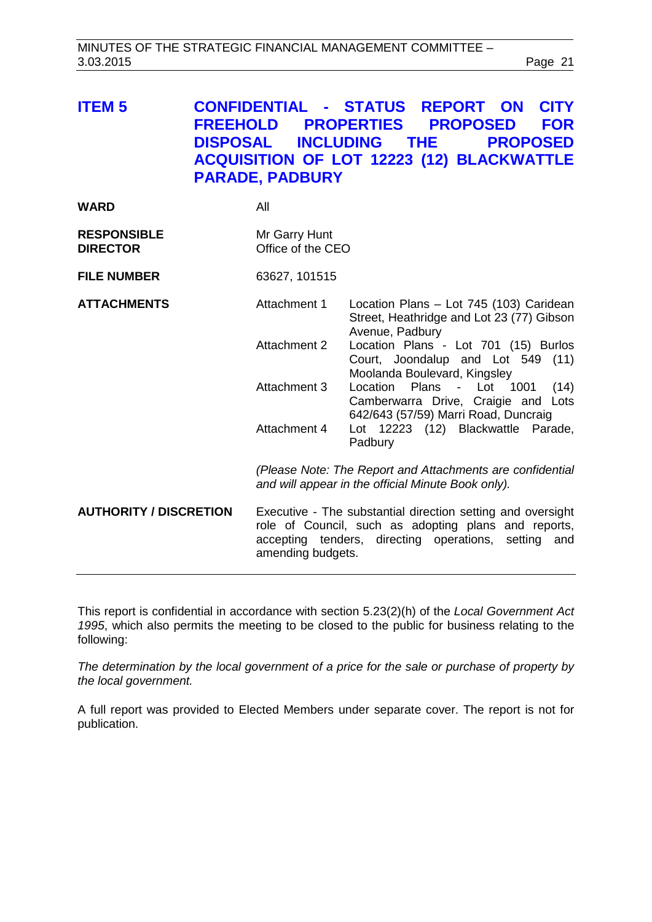## ITEM 5 CONFIDENTIAL - STATUS REPORT ON CITY FREEHOLD PROPERTIES PROPOSED FOR DISPOSAL INCLUDING THE PROPOSED ACQUISITION OF LOT 12223 (12) BLACKWATTLE PARADE, PADBURY

**WARD** All

**RESPONSIBLE DIRECTOR** Mr Garry Hunt
Office of the CEO

**FILE NUMBER** 63627, 101515

**ATTACHMENTS**

| | |
|---|---|
| Attachment 1 | Location Plans – Lot 745 (103) Caridean Street, Heathridge and Lot 23 (77) Gibson Avenue, Padbury |
| Attachment 2 | Location Plans - Lot 701 (15) Burlos Court, Joondalup and Lot 549 (11) Moolanda Boulevard, Kingsley |
| Attachment 3 | Location Plans - Lot 1001 (14) Camberwarra Drive, Craigie and Lots 642/643 (57/59) Marri Road, Duncraig |
| Attachment 4 | Lot 12223 (12) Blackwattle Parade, Padbury |

*(Please Note: The Report and Attachments are confidential and will appear in the official Minute Book only).*

**AUTHORITY / DISCRETION** Executive - The substantial direction setting and oversight role of Council, such as adopting plans and reports, accepting tenders, directing operations, setting and amending budgets.

---

This report is confidential in accordance with section 5.23(2)(h) of the *Local Government Act 1995*, which also permits the meeting to be closed to the public for business relating to the following:

*The determination by the local government of a price for the sale or purchase of property by the local government.*

A full report was provided to Elected Members under separate cover. The report is not for publication.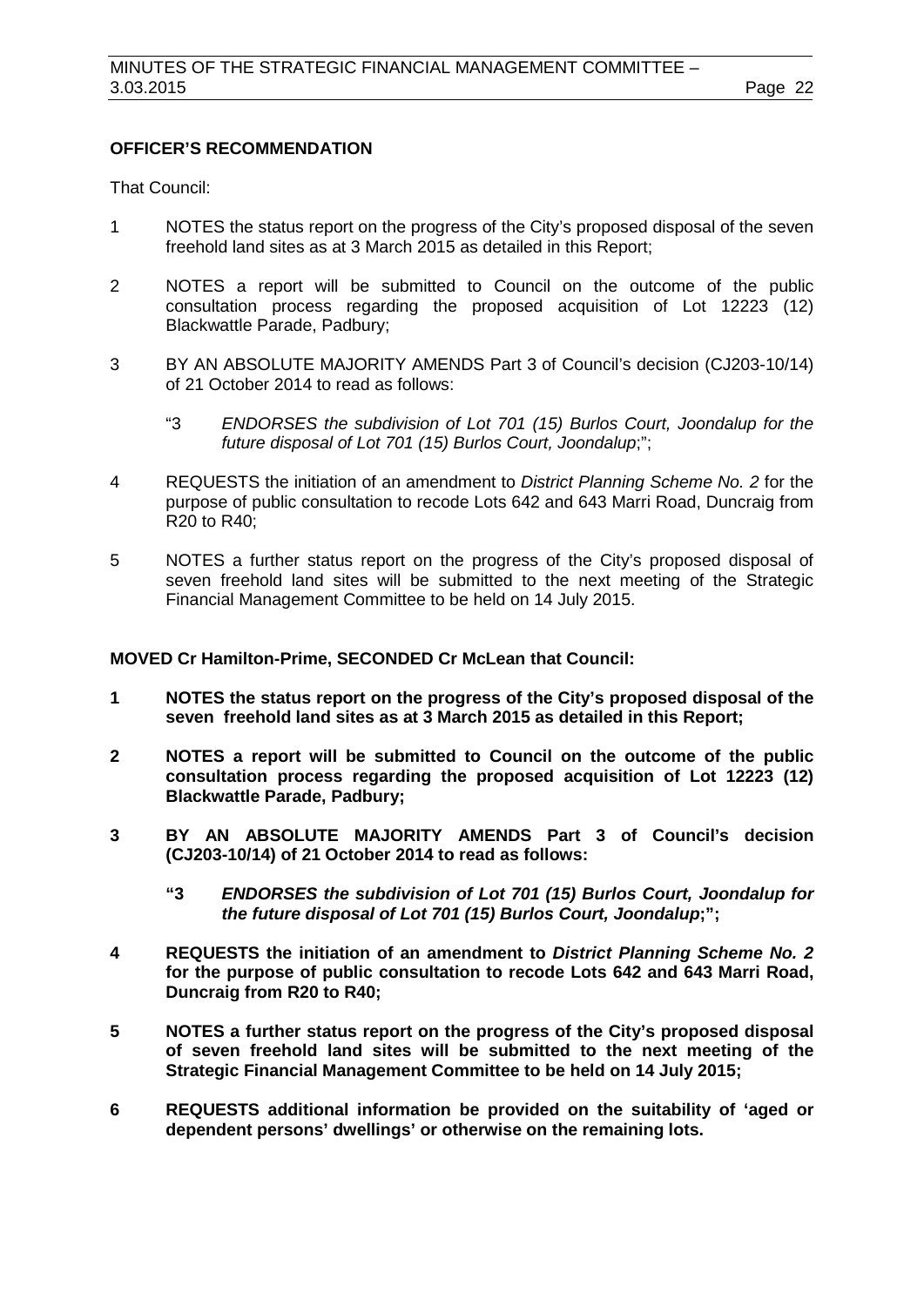**OFFICER'S RECOMMENDATION**

That Council:

1 NOTES the status report on the progress of the City's proposed disposal of the seven freehold land sites as at 3 March 2015 as detailed in this Report;

2 NOTES a report will be submitted to Council on the outcome of the public consultation process regarding the proposed acquisition of Lot 12223 (12) Blackwattle Parade, Padbury;

3 BY AN ABSOLUTE MAJORITY AMENDS Part 3 of Council's decision (CJ203-10/14) of 21 October 2014 to read as follows:

"3 *ENDORSES the subdivision of Lot 701 (15) Burlos Court, Joondalup for the future disposal of Lot 701 (15) Burlos Court, Joondalup*;";

4 REQUESTS the initiation of an amendment to *District Planning Scheme No. 2* for the purpose of public consultation to recode Lots 642 and 643 Marri Road, Duncraig from R20 to R40;

5 NOTES a further status report on the progress of the City's proposed disposal of seven freehold land sites will be submitted to the next meeting of the Strategic Financial Management Committee to be held on 14 July 2015.

**MOVED Cr Hamilton-Prime, SECONDED Cr McLean that Council:**

**1 NOTES the status report on the progress of the City's proposed disposal of the seven freehold land sites as at 3 March 2015 as detailed in this Report;**

**2 NOTES a report will be submitted to Council on the outcome of the public consultation process regarding the proposed acquisition of Lot 12223 (12) Blackwattle Parade, Padbury;**

**3 BY AN ABSOLUTE MAJORITY AMENDS Part 3 of Council's decision (CJ203-10/14) of 21 October 2014 to read as follows:**

**"3 *ENDORSES the subdivision of Lot 701 (15) Burlos Court, Joondalup for the future disposal of Lot 701 (15) Burlos Court, Joondalup*;";**

**4 REQUESTS the initiation of an amendment to *District Planning Scheme No. 2* for the purpose of public consultation to recode Lots 642 and 643 Marri Road, Duncraig from R20 to R40;**

**5 NOTES a further status report on the progress of the City's proposed disposal of seven freehold land sites will be submitted to the next meeting of the Strategic Financial Management Committee to be held on 14 July 2015;**

**6 REQUESTS additional information be provided on the suitability of 'aged or dependent persons' dwellings' or otherwise on the remaining lots.**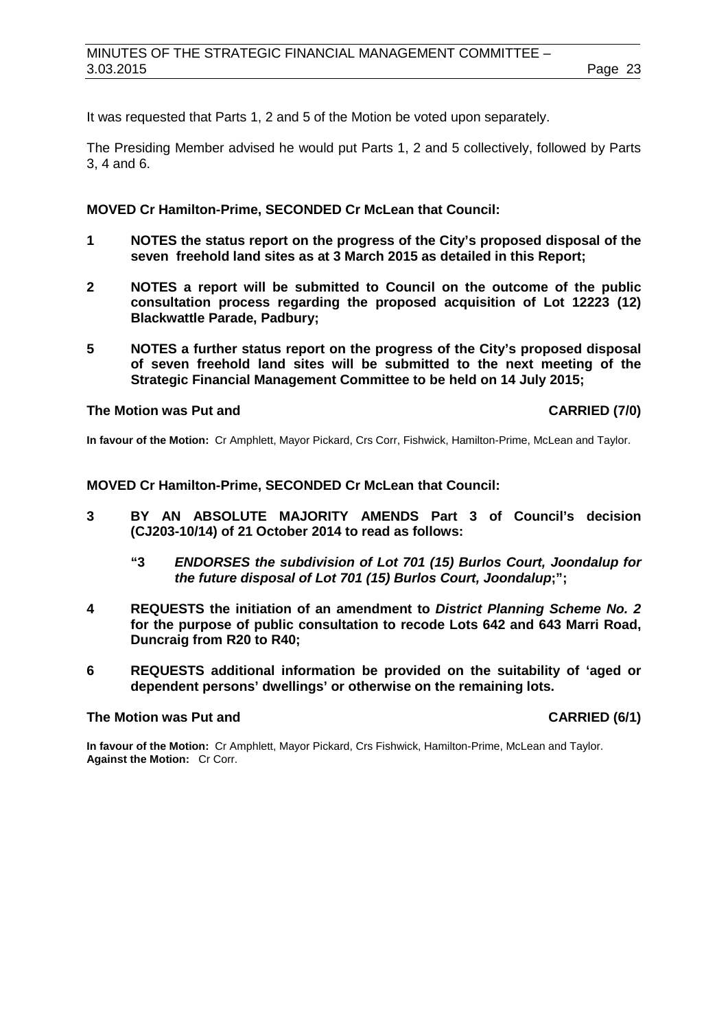It was requested that Parts 1, 2 and 5 of the Motion be voted upon separately.

The Presiding Member advised he would put Parts 1, 2 and 5 collectively, followed by Parts 3, 4 and 6.

**MOVED Cr Hamilton-Prime, SECONDED Cr McLean that Council:**

**1 NOTES the status report on the progress of the City's proposed disposal of the seven freehold land sites as at 3 March 2015 as detailed in this Report;**

**2 NOTES a report will be submitted to Council on the outcome of the public consultation process regarding the proposed acquisition of Lot 12223 (12) Blackwattle Parade, Padbury;**

**5 NOTES a further status report on the progress of the City's proposed disposal of seven freehold land sites will be submitted to the next meeting of the Strategic Financial Management Committee to be held on 14 July 2015;**

**The Motion was Put and CARRIED (7/0)**

**In favour of the Motion:** Cr Amphlett, Mayor Pickard, Crs Corr, Fishwick, Hamilton-Prime, McLean and Taylor.

**MOVED Cr Hamilton-Prime, SECONDED Cr McLean that Council:**

**3 BY AN ABSOLUTE MAJORITY AMENDS Part 3 of Council's decision (CJ203-10/14) of 21 October 2014 to read as follows:**

> **"3 *ENDORSES the subdivision of Lot 701 (15) Burlos Court, Joondalup for the future disposal of Lot 701 (15) Burlos Court, Joondalup*;";**

**4 REQUESTS the initiation of an amendment to *District Planning Scheme No. 2* for the purpose of public consultation to recode Lots 642 and 643 Marri Road, Duncraig from R20 to R40;**

**6 REQUESTS additional information be provided on the suitability of 'aged or dependent persons' dwellings' or otherwise on the remaining lots.**

**The Motion was Put and CARRIED (6/1)**

**In favour of the Motion:** Cr Amphlett, Mayor Pickard, Crs Fishwick, Hamilton-Prime, McLean and Taylor.
**Against the Motion:** Cr Corr.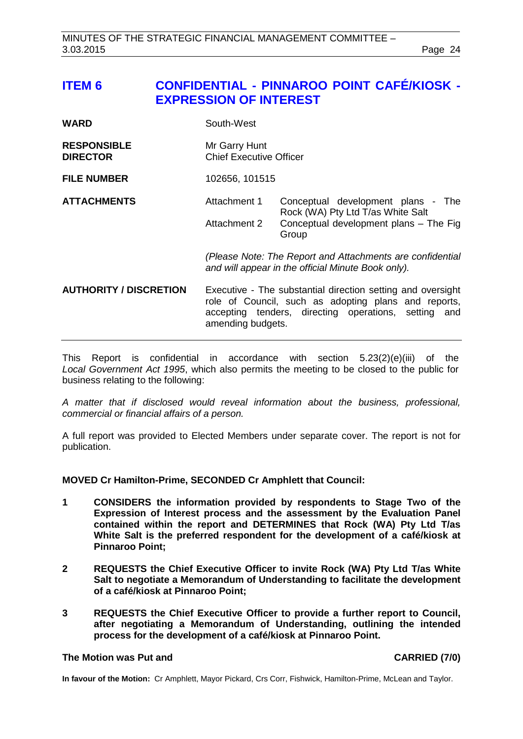## ITEM 6 CONFIDENTIAL - PINNAROO POINT CAFÉ/KIOSK - EXPRESSION OF INTEREST

| | | |
|---|---|---|
| **WARD** | South-West | |
| **RESPONSIBLE DIRECTOR** | Mr Garry Hunt<br>Chief Executive Officer | |
| **FILE NUMBER** | 102656, 101515 | |
| **ATTACHMENTS** | Attachment 1 | Conceptual development plans - The Rock (WA) Pty Ltd T/as White Salt |
| | Attachment 2 | Conceptual development plans – The Fig Group |
| | *(Please Note: The Report and Attachments are confidential and will appear in the official Minute Book only).* | |
| **AUTHORITY / DISCRETION** | Executive - The substantial direction setting and oversight role of Council, such as adopting plans and reports, accepting tenders, directing operations, setting and amending budgets. | |

This Report is confidential in accordance with section 5.23(2)(e)(iii) of the *Local Government Act 1995*, which also permits the meeting to be closed to the public for business relating to the following:

*A matter that if disclosed would reveal information about the business, professional, commercial or financial affairs of a person.*

A full report was provided to Elected Members under separate cover. The report is not for publication.

**MOVED Cr Hamilton-Prime, SECONDED Cr Amphlett that Council:**

**1 CONSIDERS the information provided by respondents to Stage Two of the Expression of Interest process and the assessment by the Evaluation Panel contained within the report and DETERMINES that Rock (WA) Pty Ltd T/as White Salt is the preferred respondent for the development of a café/kiosk at Pinnaroo Point;**

**2 REQUESTS the Chief Executive Officer to invite Rock (WA) Pty Ltd T/as White Salt to negotiate a Memorandum of Understanding to facilitate the development of a café/kiosk at Pinnaroo Point;**

**3 REQUESTS the Chief Executive Officer to provide a further report to Council, after negotiating a Memorandum of Understanding, outlining the intended process for the development of a café/kiosk at Pinnaroo Point.**

**The Motion was Put and CARRIED (7/0)**

**In favour of the Motion:** Cr Amphlett, Mayor Pickard, Crs Corr, Fishwick, Hamilton-Prime, McLean and Taylor.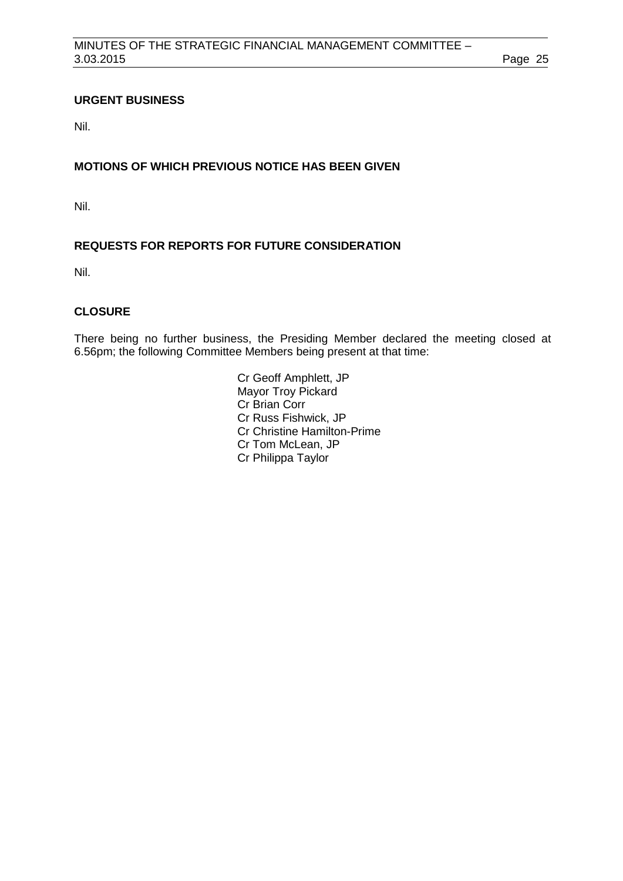## URGENT BUSINESS

Nil.

## MOTIONS OF WHICH PREVIOUS NOTICE HAS BEEN GIVEN

Nil.

## REQUESTS FOR REPORTS FOR FUTURE CONSIDERATION

Nil.

## CLOSURE

There being no further business, the Presiding Member declared the meeting closed at 6.56pm; the following Committee Members being present at that time:

Cr Geoff Amphlett, JP
Mayor Troy Pickard
Cr Brian Corr
Cr Russ Fishwick, JP
Cr Christine Hamilton-Prime
Cr Tom McLean, JP
Cr Philippa Taylor